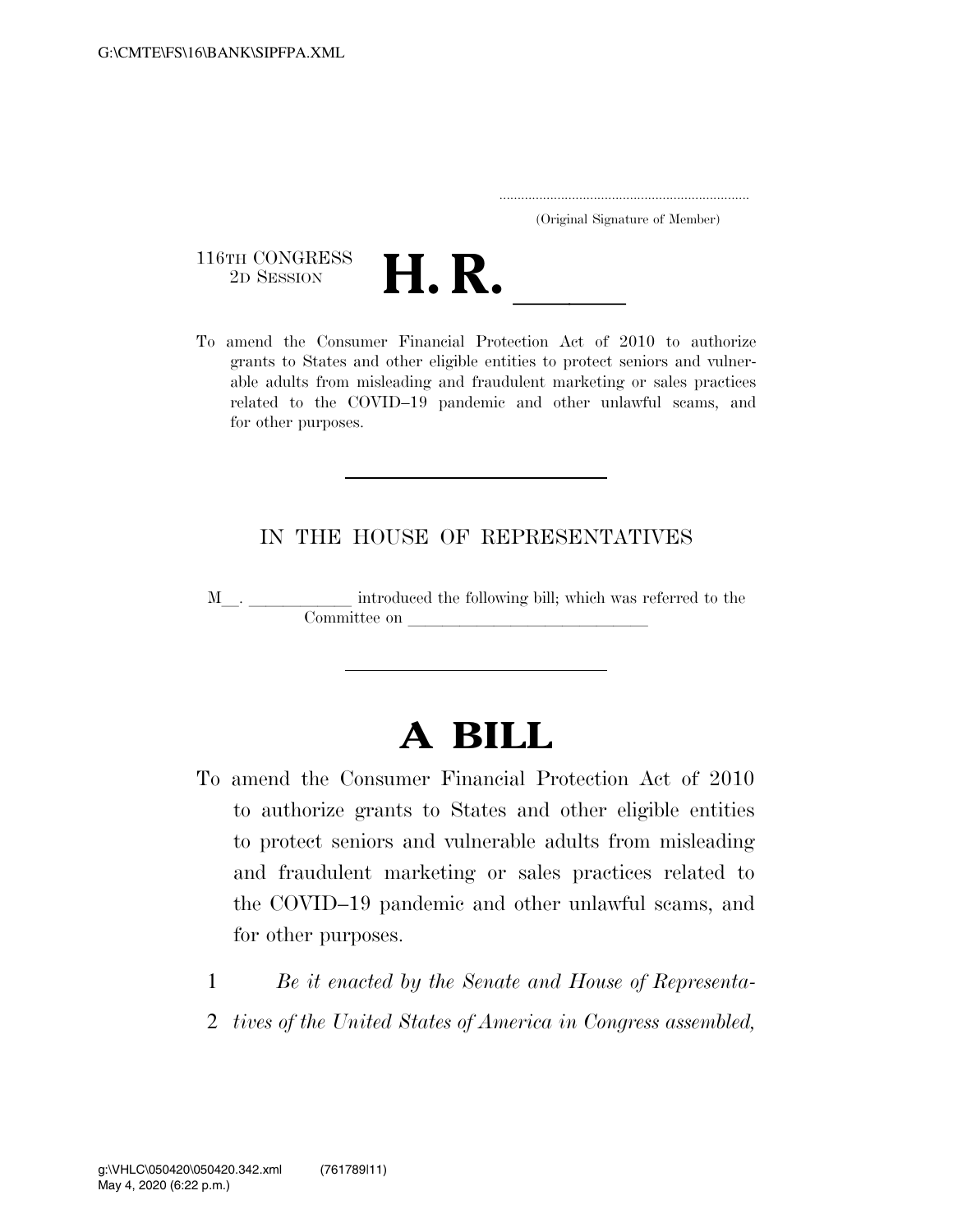(Original Signature of Member)

116TH CONGRESS
2D SESSION

# H. R. ______

To amend the Consumer Financial Protection Act of 2010 to authorize grants to States and other eligible entities to protect seniors and vulnerable adults from misleading and fraudulent marketing or sales practices related to the COVID–19 pandemic and other unlawful scams, and for other purposes.

---

IN THE HOUSE OF REPRESENTATIVES

M\_\_. \_\_\_\_\_\_\_\_\_\_\_\_ introduced the following bill; which was referred to the Committee on \_\_\_\_\_\_\_\_\_\_\_\_\_\_\_\_\_\_\_\_\_\_\_\_\_\_\_\_

---

# A BILL

To amend the Consumer Financial Protection Act of 2010 to authorize grants to States and other eligible entities to protect seniors and vulnerable adults from misleading and fraudulent marketing or sales practices related to the COVID–19 pandemic and other unlawful scams, and for other purposes.

1 *Be it enacted by the Senate and House of Representa-*
2 *tives of the United States of America in Congress assembled,*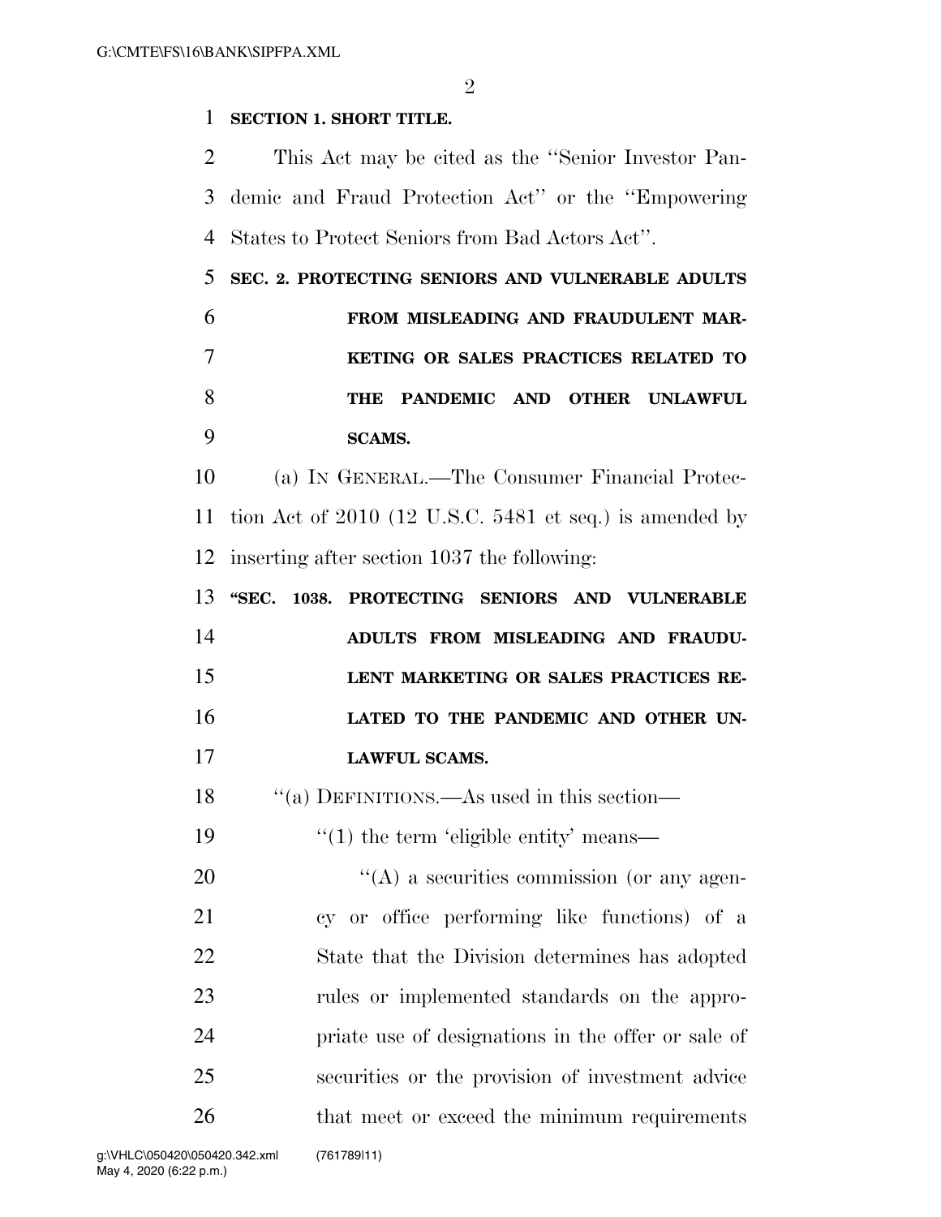**SECTION 1. SHORT TITLE.**

This Act may be cited as the "Senior Investor Pandemic and Fraud Protection Act" or the "Empowering States to Protect Seniors from Bad Actors Act".

**SEC. 2. PROTECTING SENIORS AND VULNERABLE ADULTS FROM MISLEADING AND FRAUDULENT MARKETING OR SALES PRACTICES RELATED TO THE PANDEMIC AND OTHER UNLAWFUL SCAMS.**

(a) IN GENERAL.—The Consumer Financial Protection Act of 2010 (12 U.S.C. 5481 et seq.) is amended by inserting after section 1037 the following:

**"SEC. 1038. PROTECTING SENIORS AND VULNERABLE ADULTS FROM MISLEADING AND FRAUDULENT MARKETING OR SALES PRACTICES RELATED TO THE PANDEMIC AND OTHER UNLAWFUL SCAMS.**

"(a) DEFINITIONS.—As used in this section—

"(1) the term 'eligible entity' means—

"(A) a securities commission (or any agency or office performing like functions) of a State that the Division determines has adopted rules or implemented standards on the appropriate use of designations in the offer or sale of securities or the provision of investment advice that meet or exceed the minimum requirements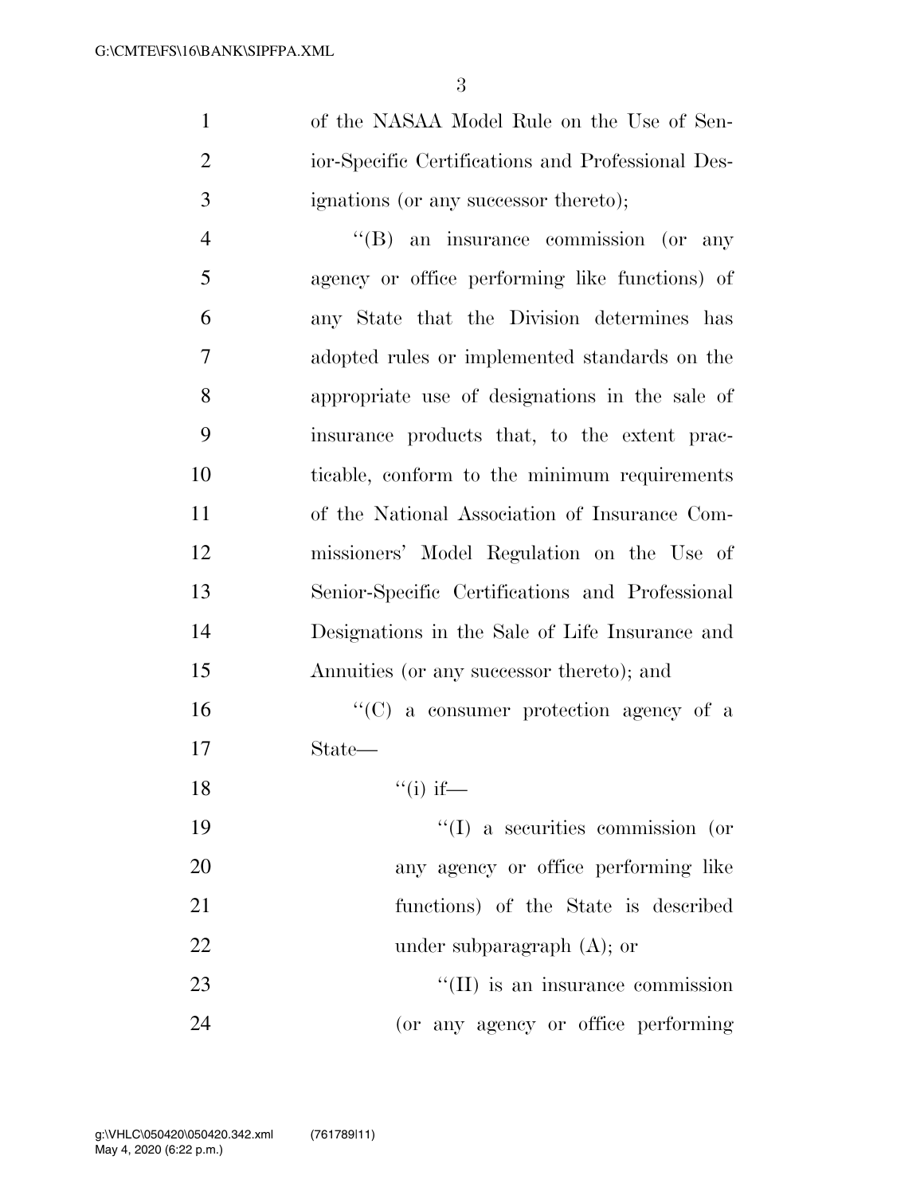of the NASAA Model Rule on the Use of Senior-Specific Certifications and Professional Designations (or any successor thereto);

"(B) an insurance commission (or any agency or office performing like functions) of any State that the Division determines has adopted rules or implemented standards on the appropriate use of designations in the sale of insurance products that, to the extent practicable, conform to the minimum requirements of the National Association of Insurance Commissioners' Model Regulation on the Use of Senior-Specific Certifications and Professional Designations in the Sale of Life Insurance and Annuities (or any successor thereto); and

"(C) a consumer protection agency of a State—

"(i) if—

"(I) a securities commission (or any agency or office performing like functions) of the State is described under subparagraph (A); or

"(II) is an insurance commission (or any agency or office performing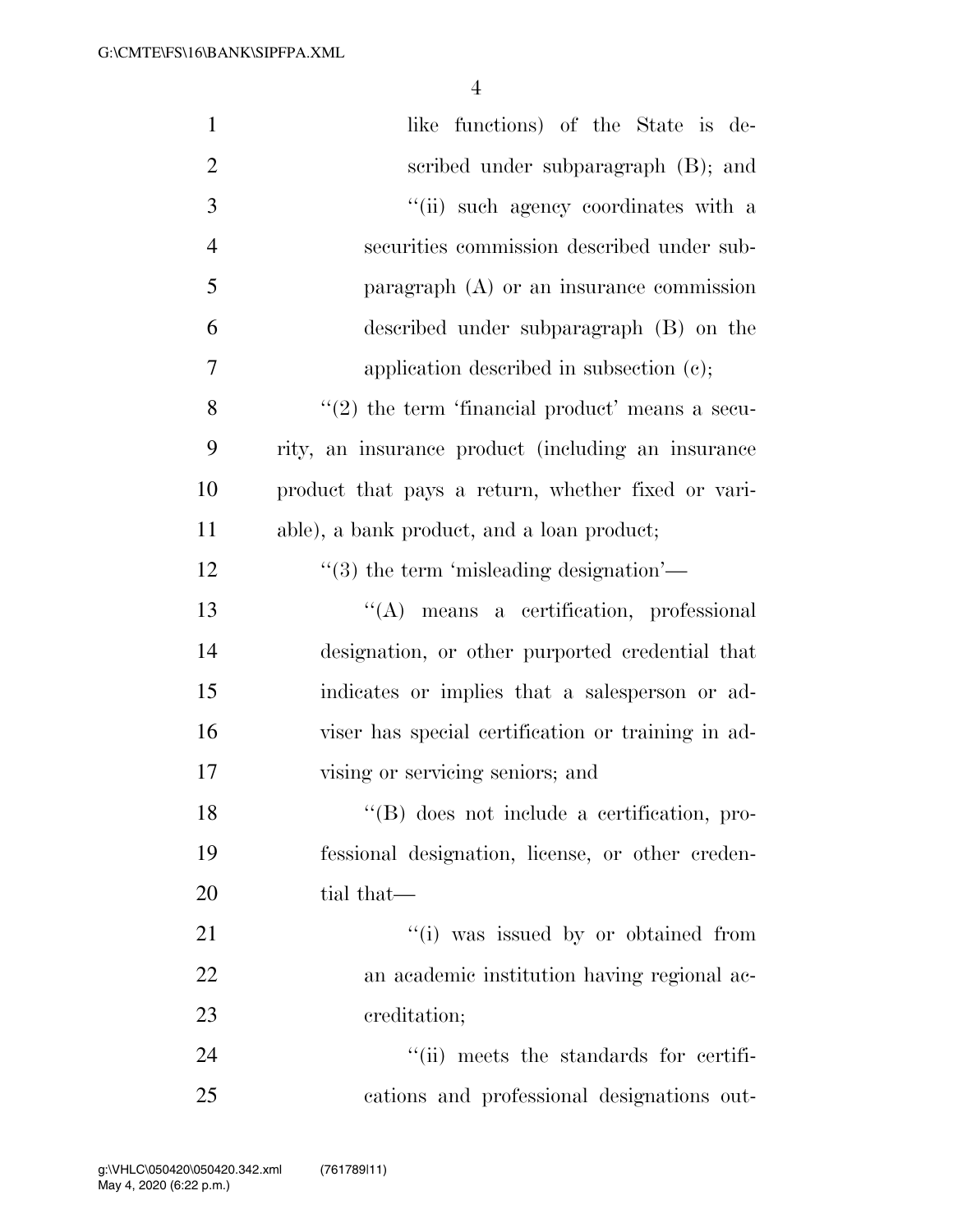like functions) of the State is described under subparagraph (B); and

"(ii) such agency coordinates with a securities commission described under subparagraph (A) or an insurance commission described under subparagraph (B) on the application described in subsection (c);

"(2) the term 'financial product' means a security, an insurance product (including an insurance product that pays a return, whether fixed or variable), a bank product, and a loan product;

"(3) the term 'misleading designation'—

"(A) means a certification, professional designation, or other purported credential that indicates or implies that a salesperson or adviser has special certification or training in advising or servicing seniors; and

"(B) does not include a certification, professional designation, license, or other credential that—

"(i) was issued by or obtained from an academic institution having regional accreditation;

"(ii) meets the standards for certifications and professional designations out-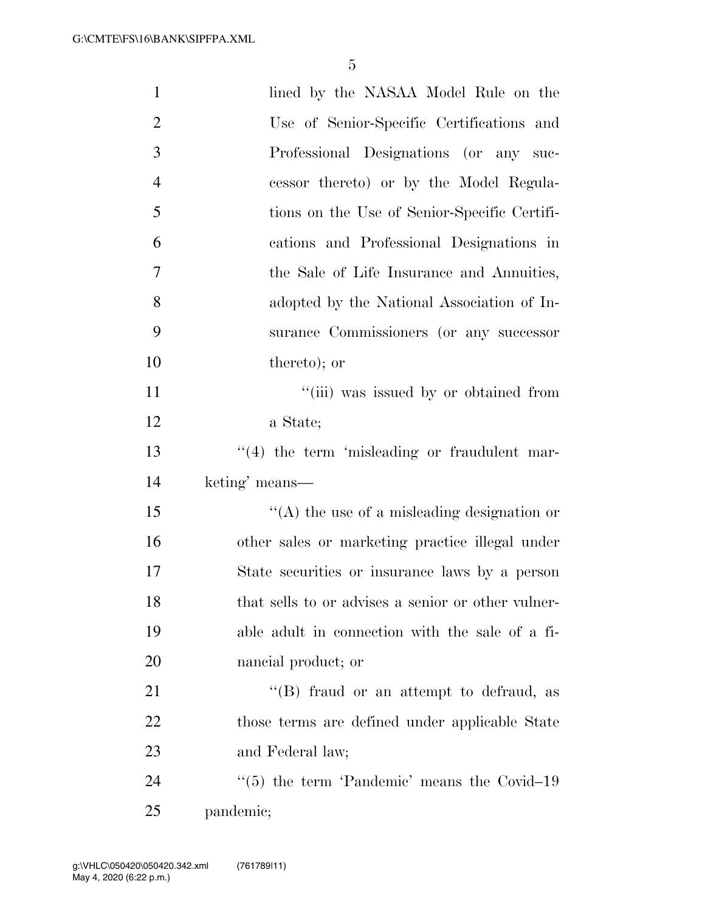lined by the NASAA Model Rule on the Use of Senior-Specific Certifications and Professional Designations (or any successor thereto) or by the Model Regulations on the Use of Senior-Specific Certifications and Professional Designations in the Sale of Life Insurance and Annuities, adopted by the National Association of Insurance Commissioners (or any successor thereto); or

''(iii) was issued by or obtained from a State;

''(4) the term 'misleading or fraudulent marketing' means—

''(A) the use of a misleading designation or other sales or marketing practice illegal under State securities or insurance laws by a person that sells to or advises a senior or other vulnerable adult in connection with the sale of a financial product; or

''(B) fraud or an attempt to defraud, as those terms are defined under applicable State and Federal law;

''(5) the term 'Pandemic' means the Covid–19 pandemic;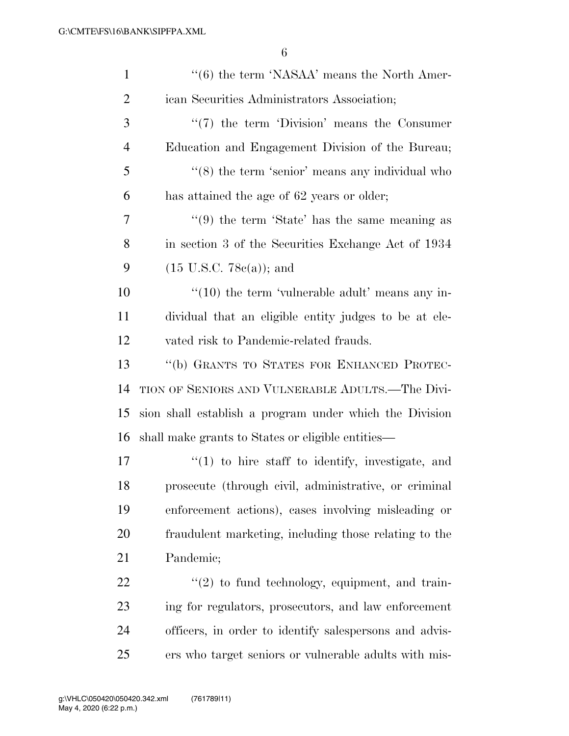"(6) the term 'NASAA' means the North American Securities Administrators Association;

"(7) the term 'Division' means the Consumer Education and Engagement Division of the Bureau;

"(8) the term 'senior' means any individual who has attained the age of 62 years or older;

"(9) the term 'State' has the same meaning as in section 3 of the Securities Exchange Act of 1934 (15 U.S.C. 78c(a)); and

"(10) the term 'vulnerable adult' means any individual that an eligible entity judges to be at elevated risk to Pandemic-related frauds.

"(b) GRANTS TO STATES FOR ENHANCED PROTECTION OF SENIORS AND VULNERABLE ADULTS.—The Division shall establish a program under which the Division shall make grants to States or eligible entities—

"(1) to hire staff to identify, investigate, and prosecute (through civil, administrative, or criminal enforcement actions), cases involving misleading or fraudulent marketing, including those relating to the Pandemic;

"(2) to fund technology, equipment, and training for regulators, prosecutors, and law enforcement officers, in order to identify salespersons and advisers who target seniors or vulnerable adults with mis-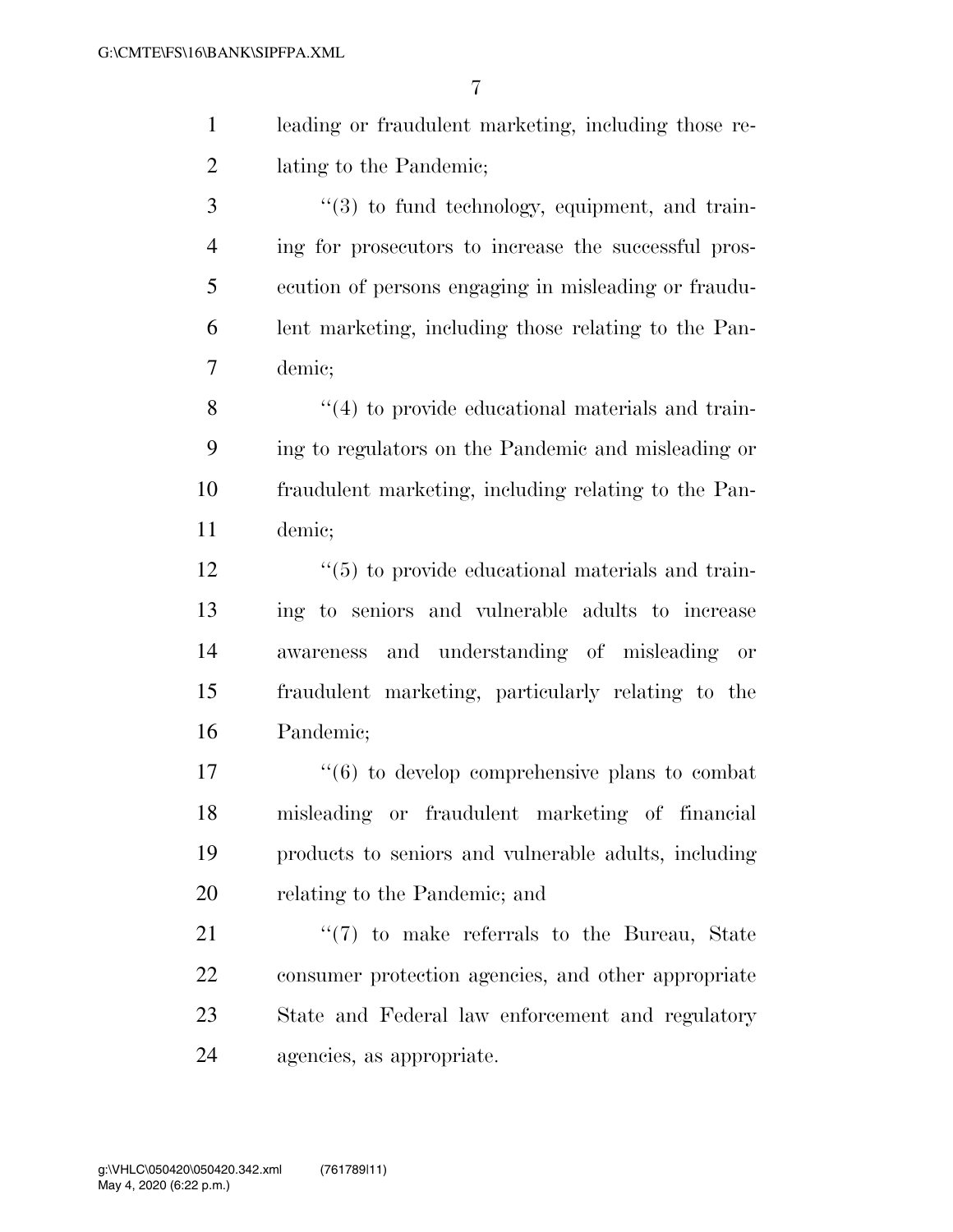leading or fraudulent marketing, including those relating to the Pandemic;

''(3) to fund technology, equipment, and training for prosecutors to increase the successful prosecution of persons engaging in misleading or fraudulent marketing, including those relating to the Pandemic;

''(4) to provide educational materials and training to regulators on the Pandemic and misleading or fraudulent marketing, including relating to the Pandemic;

''(5) to provide educational materials and training to seniors and vulnerable adults to increase awareness and understanding of misleading or fraudulent marketing, particularly relating to the Pandemic;

''(6) to develop comprehensive plans to combat misleading or fraudulent marketing of financial products to seniors and vulnerable adults, including relating to the Pandemic; and

''(7) to make referrals to the Bureau, State consumer protection agencies, and other appropriate State and Federal law enforcement and regulatory agencies, as appropriate.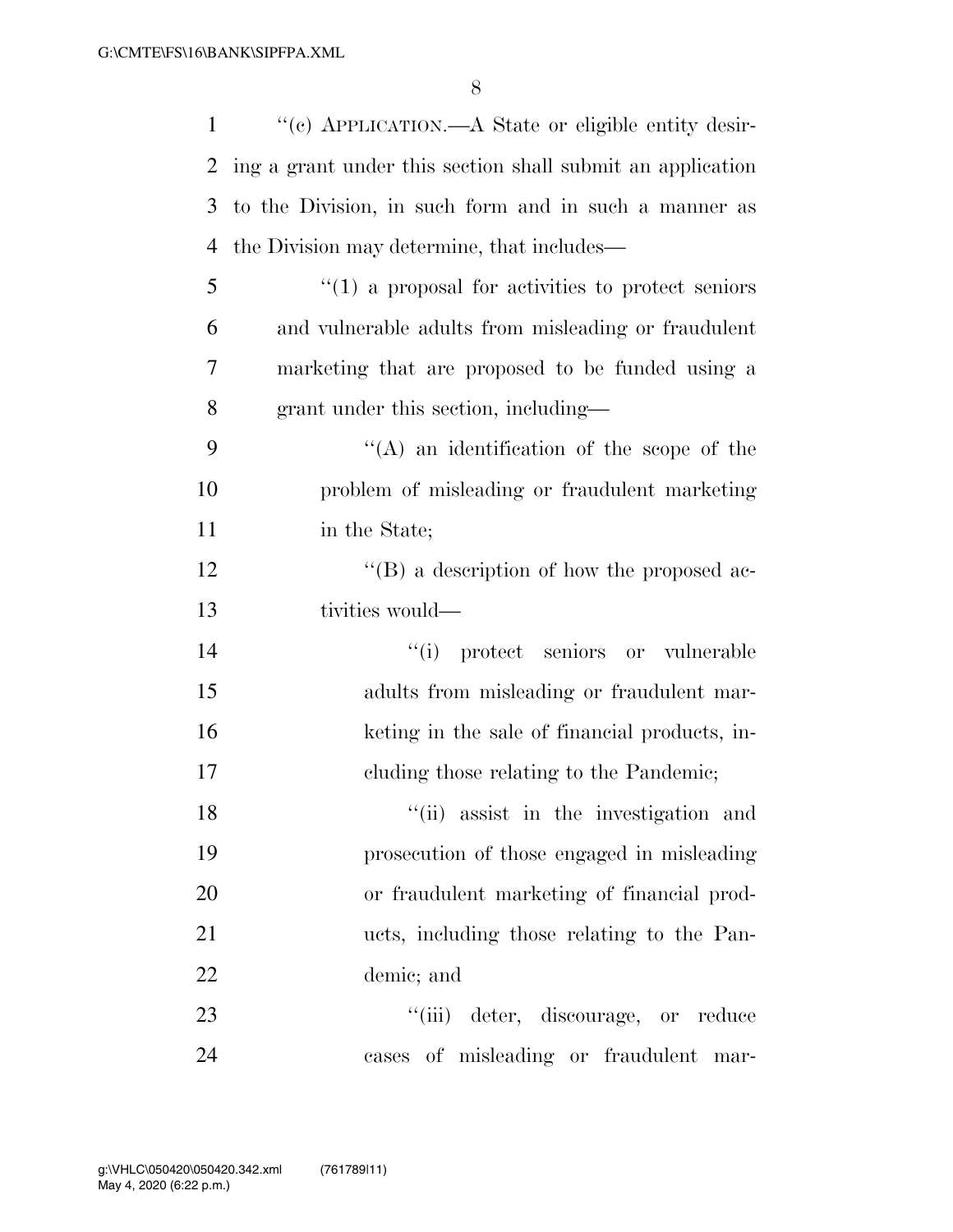"(c) APPLICATION.—A State or eligible entity desiring a grant under this section shall submit an application to the Division, in such form and in such a manner as the Division may determine, that includes—

"(1) a proposal for activities to protect seniors and vulnerable adults from misleading or fraudulent marketing that are proposed to be funded using a grant under this section, including—

"(A) an identification of the scope of the problem of misleading or fraudulent marketing in the State;

"(B) a description of how the proposed activities would—

"(i) protect seniors or vulnerable adults from misleading or fraudulent marketing in the sale of financial products, including those relating to the Pandemic;

"(ii) assist in the investigation and prosecution of those engaged in misleading or fraudulent marketing of financial products, including those relating to the Pandemic; and

"(iii) deter, discourage, or reduce cases of misleading or fraudulent mar-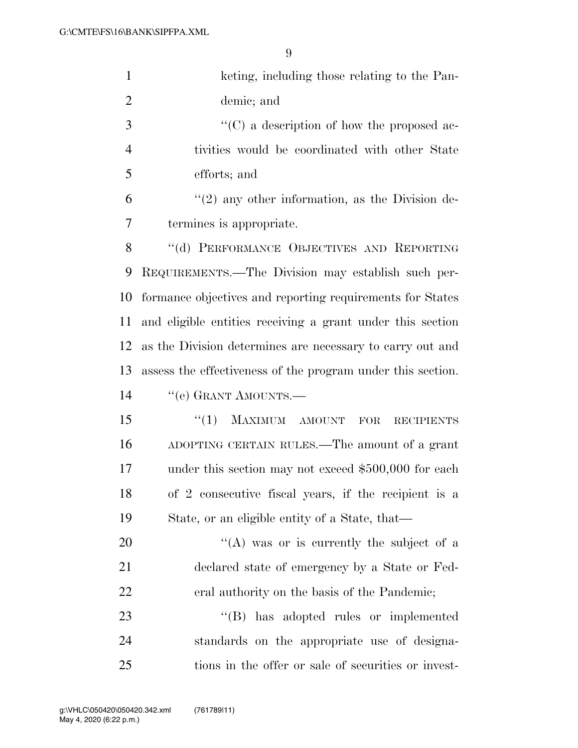keting, including those relating to the Pandemic; and

''(C) a description of how the proposed activities would be coordinated with other State efforts; and

''(2) any other information, as the Division determines is appropriate.

''(d) PERFORMANCE OBJECTIVES AND REPORTING REQUIREMENTS.—The Division may establish such performance objectives and reporting requirements for States and eligible entities receiving a grant under this section as the Division determines are necessary to carry out and assess the effectiveness of the program under this section.

''(e) GRANT AMOUNTS.—

''(1) MAXIMUM AMOUNT FOR RECIPIENTS ADOPTING CERTAIN RULES.—The amount of a grant under this section may not exceed $500,000 for each of 2 consecutive fiscal years, if the recipient is a State, or an eligible entity of a State, that—

''(A) was or is currently the subject of a declared state of emergency by a State or Federal authority on the basis of the Pandemic;

''(B) has adopted rules or implemented standards on the appropriate use of designations in the offer or sale of securities or invest-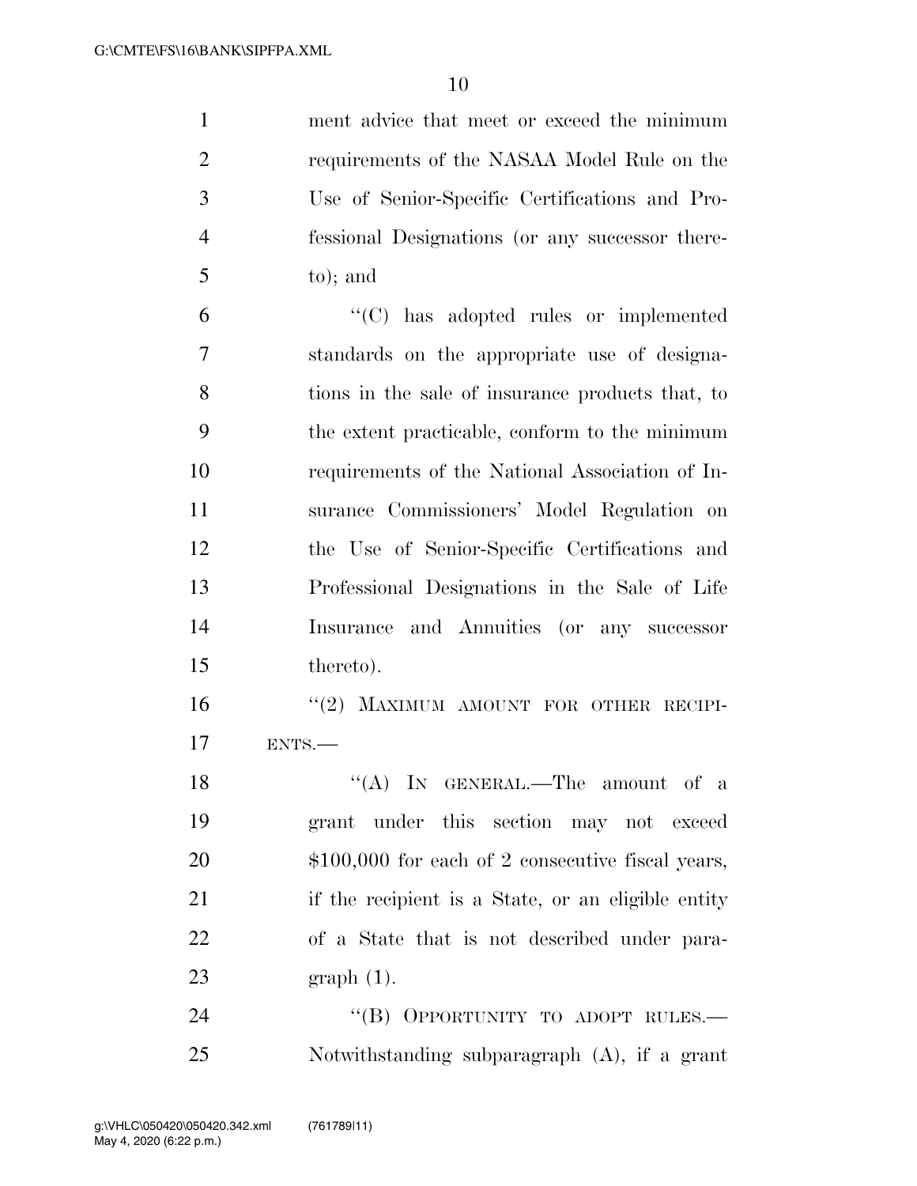ment advice that meet or exceed the minimum requirements of the NASAA Model Rule on the Use of Senior-Specific Certifications and Professional Designations (or any successor thereto); and

"(C) has adopted rules or implemented standards on the appropriate use of designations in the sale of insurance products that, to the extent practicable, conform to the minimum requirements of the National Association of Insurance Commissioners' Model Regulation on the Use of Senior-Specific Certifications and Professional Designations in the Sale of Life Insurance and Annuities (or any successor thereto).

"(2) MAXIMUM AMOUNT FOR OTHER RECIPIENTS.—

"(A) IN GENERAL.—The amount of a grant under this section may not exceed $100,000 for each of 2 consecutive fiscal years, if the recipient is a State, or an eligible entity of a State that is not described under paragraph (1).

"(B) OPPORTUNITY TO ADOPT RULES.— Notwithstanding subparagraph (A), if a grant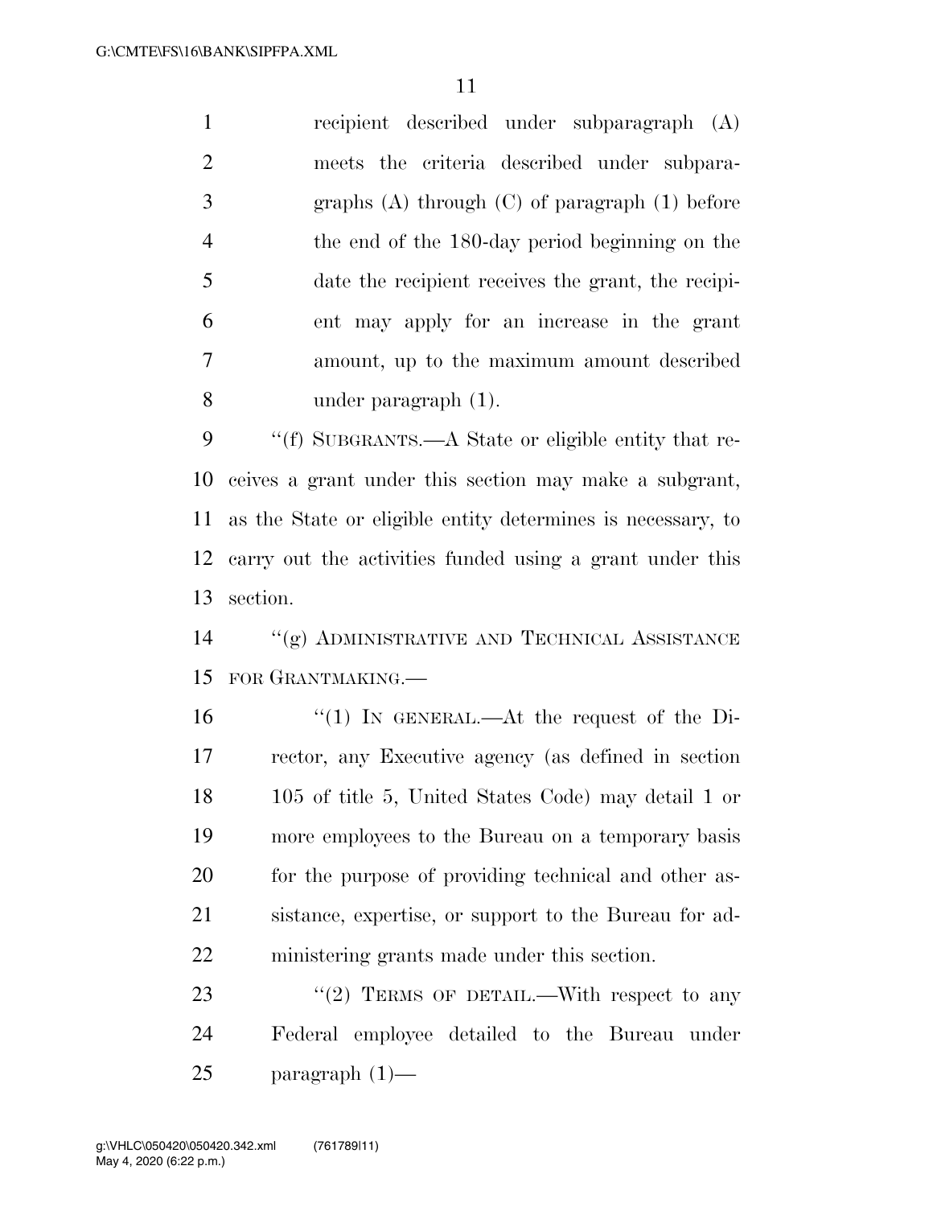recipient described under subparagraph (A) meets the criteria described under subparagraphs (A) through (C) of paragraph (1) before the end of the 180-day period beginning on the date the recipient receives the grant, the recipient may apply for an increase in the grant amount, up to the maximum amount described under paragraph (1).

"(f) SUBGRANTS.—A State or eligible entity that receives a grant under this section may make a subgrant, as the State or eligible entity determines is necessary, to carry out the activities funded using a grant under this section.

"(g) ADMINISTRATIVE AND TECHNICAL ASSISTANCE FOR GRANTMAKING.—

"(1) IN GENERAL.—At the request of the Director, any Executive agency (as defined in section 105 of title 5, United States Code) may detail 1 or more employees to the Bureau on a temporary basis for the purpose of providing technical and other assistance, expertise, or support to the Bureau for administering grants made under this section.

"(2) TERMS OF DETAIL.—With respect to any Federal employee detailed to the Bureau under paragraph (1)—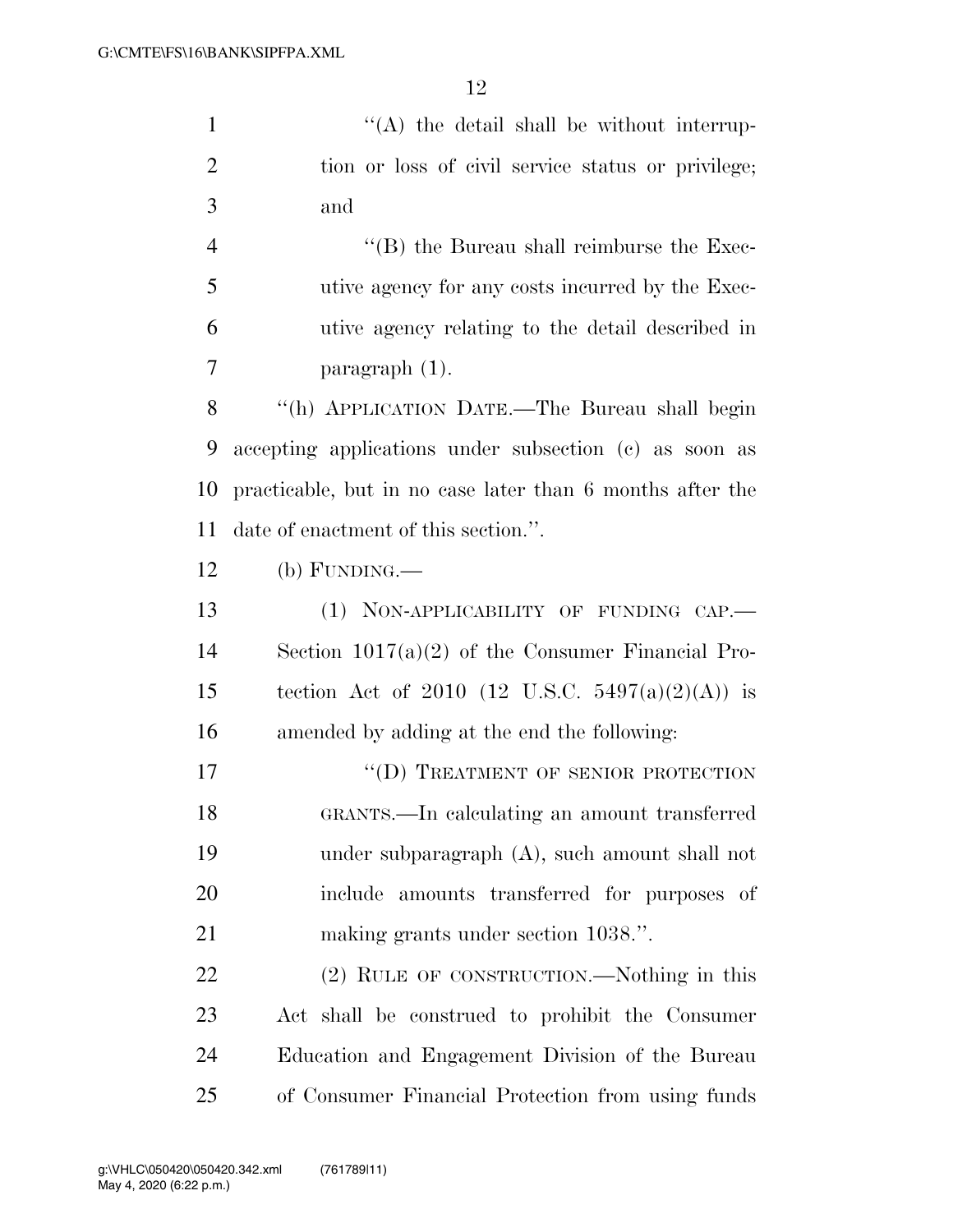''(A) the detail shall be without interruption or loss of civil service status or privilege; and

''(B) the Bureau shall reimburse the Executive agency for any costs incurred by the Executive agency relating to the detail described in paragraph (1).

''(h) APPLICATION DATE.—The Bureau shall begin accepting applications under subsection (c) as soon as practicable, but in no case later than 6 months after the date of enactment of this section.''.

(b) FUNDING.—

(1) NON-APPLICABILITY OF FUNDING CAP.—Section 1017(a)(2) of the Consumer Financial Protection Act of 2010 (12 U.S.C. 5497(a)(2)(A)) is amended by adding at the end the following:

''(D) TREATMENT OF SENIOR PROTECTION GRANTS.—In calculating an amount transferred under subparagraph (A), such amount shall not include amounts transferred for purposes of making grants under section 1038.''.

(2) RULE OF CONSTRUCTION.—Nothing in this Act shall be construed to prohibit the Consumer Education and Engagement Division of the Bureau of Consumer Financial Protection from using funds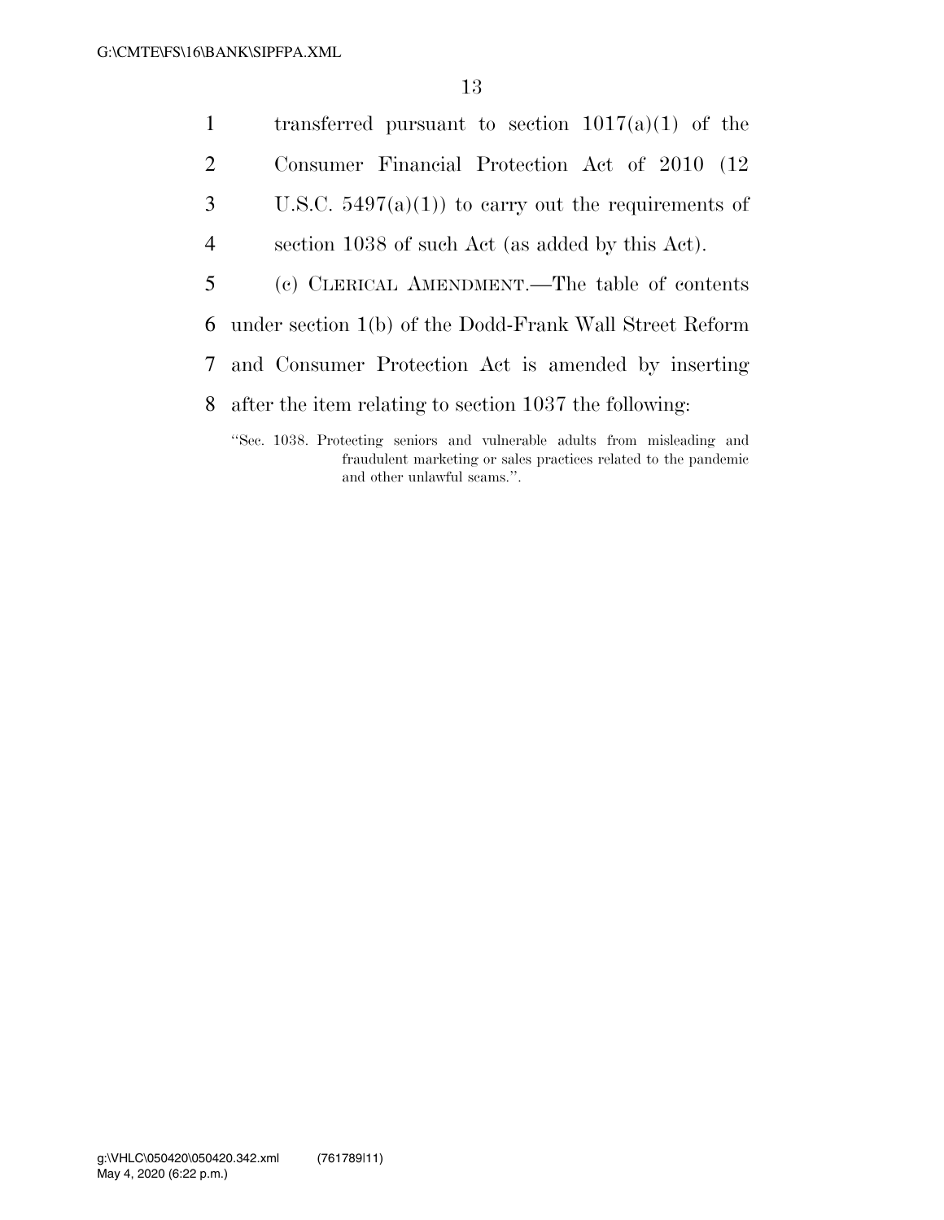transferred pursuant to section 1017(a)(1) of the Consumer Financial Protection Act of 2010 (12 U.S.C. 5497(a)(1)) to carry out the requirements of section 1038 of such Act (as added by this Act).

(c) CLERICAL AMENDMENT.—The table of contents under section 1(b) of the Dodd-Frank Wall Street Reform and Consumer Protection Act is amended by inserting after the item relating to section 1037 the following:

"Sec. 1038. Protecting seniors and vulnerable adults from misleading and fraudulent marketing or sales practices related to the pandemic and other unlawful scams.".